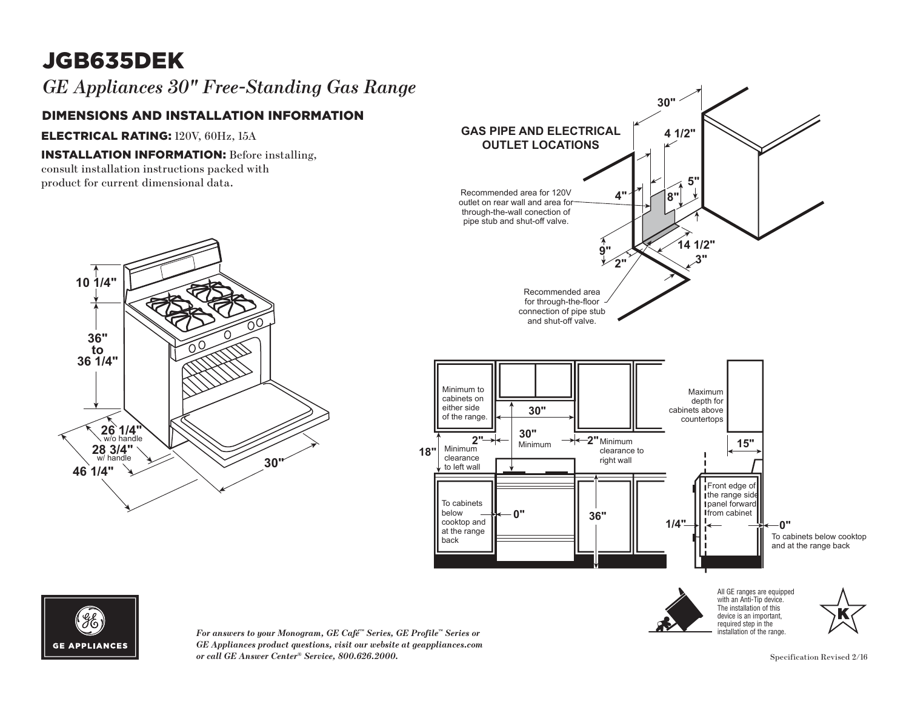# JGB635DEK

*GE Appliances 30" Free-Standing Gas Range*

## DIMENSIONS AND INSTALLATION INFORMATION

**ELECTRICAL RATING:** 120V, 60Hz, 15A

**INSTALLATION INFORMATION:** Before installing, consult installation instructions packed with product for current dimensional data.

10 1/4"

36" to 36 1/4"

26 1/4" w/o handle

28 3/4" w/ handle

46 1/4"

30"

**GAS PIPE AND ELECTRICAL OUTLET LOCATIONS**

30"

4 1/2"

5"

4"

8"

Recommended area for 120V outlet on rear wall and area for through-the-wall conection of pipe stub and shut-off valve.

9"

2"

14 1/2"

3"

Recommended area for through-the-floor connection of pipe stub and shut-off valve.

Minimum to cabinets on either side of the range.

30"

30" Minimum

18"

2" Minimum clearance to left wall

2" Minimum clearance to right wall

To cabinets below cooktop and at the range back

0"

36"

Maximum depth for cabinets above countertops

15"

Front edge of the range side panel forward from cabinet

1/4"

0" To cabinets below cooktop and at the range back

All GE ranges are equipped with an Anti-Tip device. The installation of this device is an important, required step in the installation of the range.

GE APPLIANCES

*For answers to your Monogram, GE Café™ Series, GE Profile™ Series or GE Appliances product questions, visit our website at geappliances.com or call GE Answer Center® Service, 800.626.2000.*

Specification Revised 2/16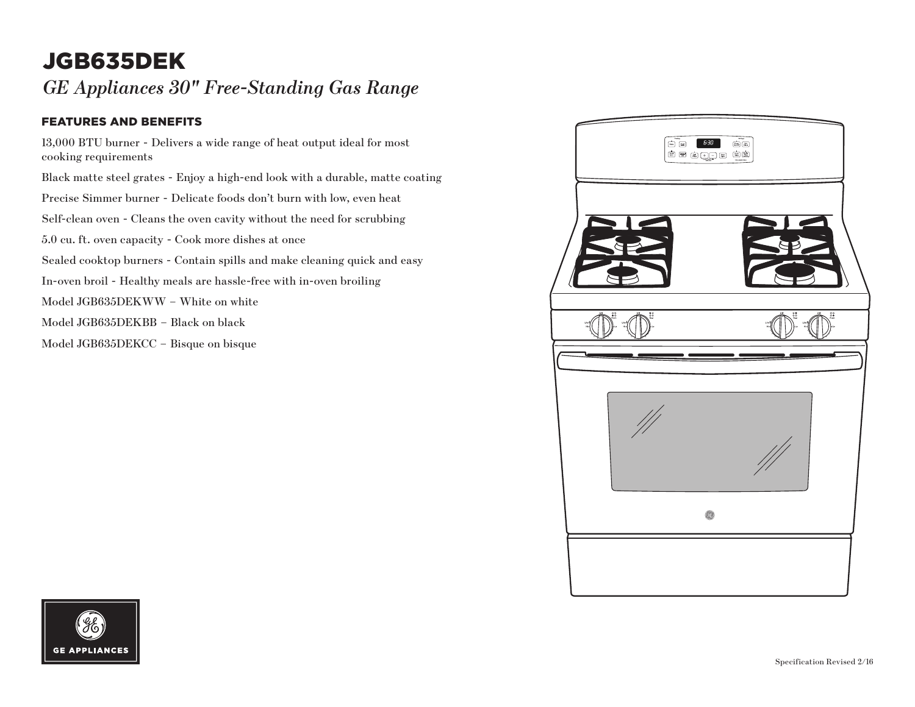# JGB635DEK

*GE Appliances 30" Free-Standing Gas Range*

## FEATURES AND BENEFITS

13,000 BTU burner - Delivers a wide range of heat output ideal for most cooking requirements

Black matte steel grates - Enjoy a high-end look with a durable, matte coating

Precise Simmer burner - Delicate foods don't burn with low, even heat

Self-clean oven - Cleans the oven cavity without the need for scrubbing

5.0 cu. ft. oven capacity - Cook more dishes at once

Sealed cooktop burners - Contain spills and make cleaning quick and easy

In-oven broil - Healthy meals are hassle-free with in-oven broiling

Model JGB635DEKWW – White on white

Model JGB635DEKBB – Black on black

Model JGB635DEKCC – Bisque on bisque

GE APPLIANCES

Specification Revised 2/16